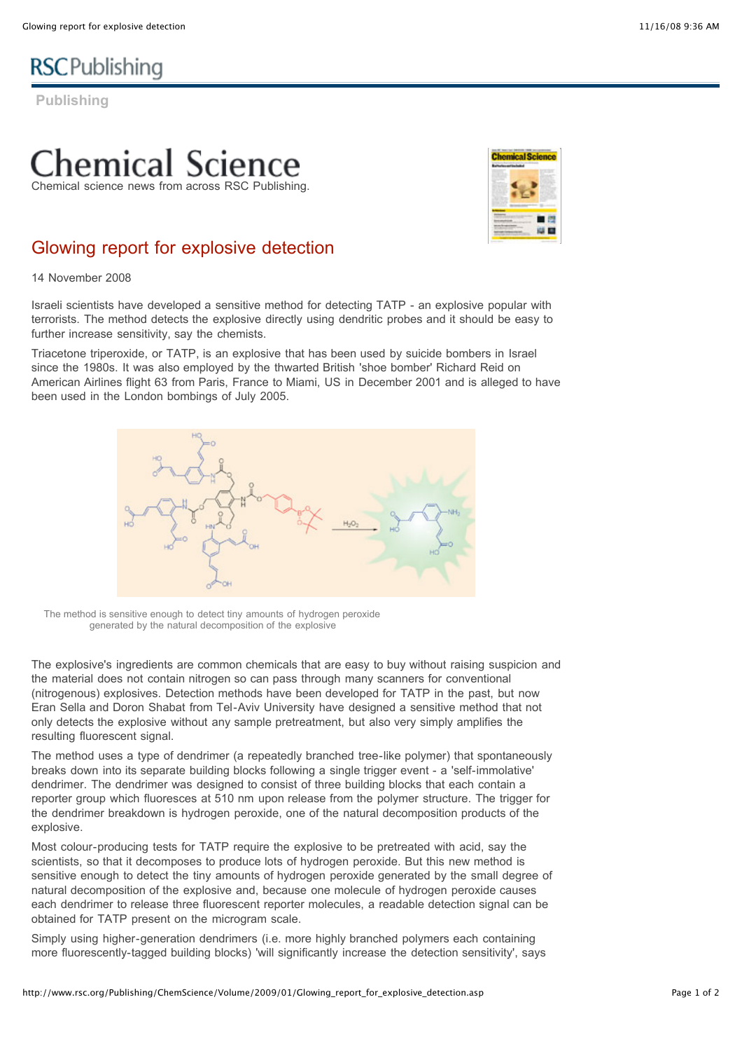# Chemical Science

Chemical science news from across RSC Publishing.

## Glowing report for explosive detection

14 November 2008

Israeli scientists have developed a sensitive method for detecting TATP - an explosive popular with terrorists. The method detects the explosive directly using dendritic probes and it should be easy to further increase sensitivity, say the chemists.

Triacetone triperoxide, or TATP, is an explosive that has been used by suicide bombers in Israel since the 1980s. It was also employed by the thwarted British 'shoe bomber' Richard Reid on American Airlines flight 63 from Paris, France to Miami, US in December 2001 and is alleged to have been used in the London bombings of July 2005.

The method is sensitive enough to detect tiny amounts of hydrogen peroxide generated by the natural decomposition of the explosive

The explosive's ingredients are common chemicals that are easy to buy without raising suspicion and the material does not contain nitrogen so can pass through many scanners for conventional (nitrogenous) explosives. Detection methods have been developed for TATP in the past, but now Eran Sella and Doron Shabat from Tel-Aviv University have designed a sensitive method that not only detects the explosive without any sample pretreatment, but also very simply amplifies the resulting fluorescent signal.

The method uses a type of dendrimer (a repeatedly branched tree-like polymer) that spontaneously breaks down into its separate building blocks following a single trigger event - a 'self-immolative' dendrimer. The dendrimer was designed to consist of three building blocks that each contain a reporter group which fluoresces at 510 nm upon release from the polymer structure. The trigger for the dendrimer breakdown is hydrogen peroxide, one of the natural decomposition products of the explosive.

Most colour-producing tests for TATP require the explosive to be pretreated with acid, say the scientists, so that it decomposes to produce lots of hydrogen peroxide. But this new method is sensitive enough to detect the tiny amounts of hydrogen peroxide generated by the small degree of natural decomposition of the explosive and, because one molecule of hydrogen peroxide causes each dendrimer to release three fluorescent reporter molecules, a readable detection signal can be obtained for TATP present on the microgram scale.

Simply using higher-generation dendrimers (i.e. more highly branched polymers each containing more fluorescently-tagged building blocks) 'will significantly increase the detection sensitivity', says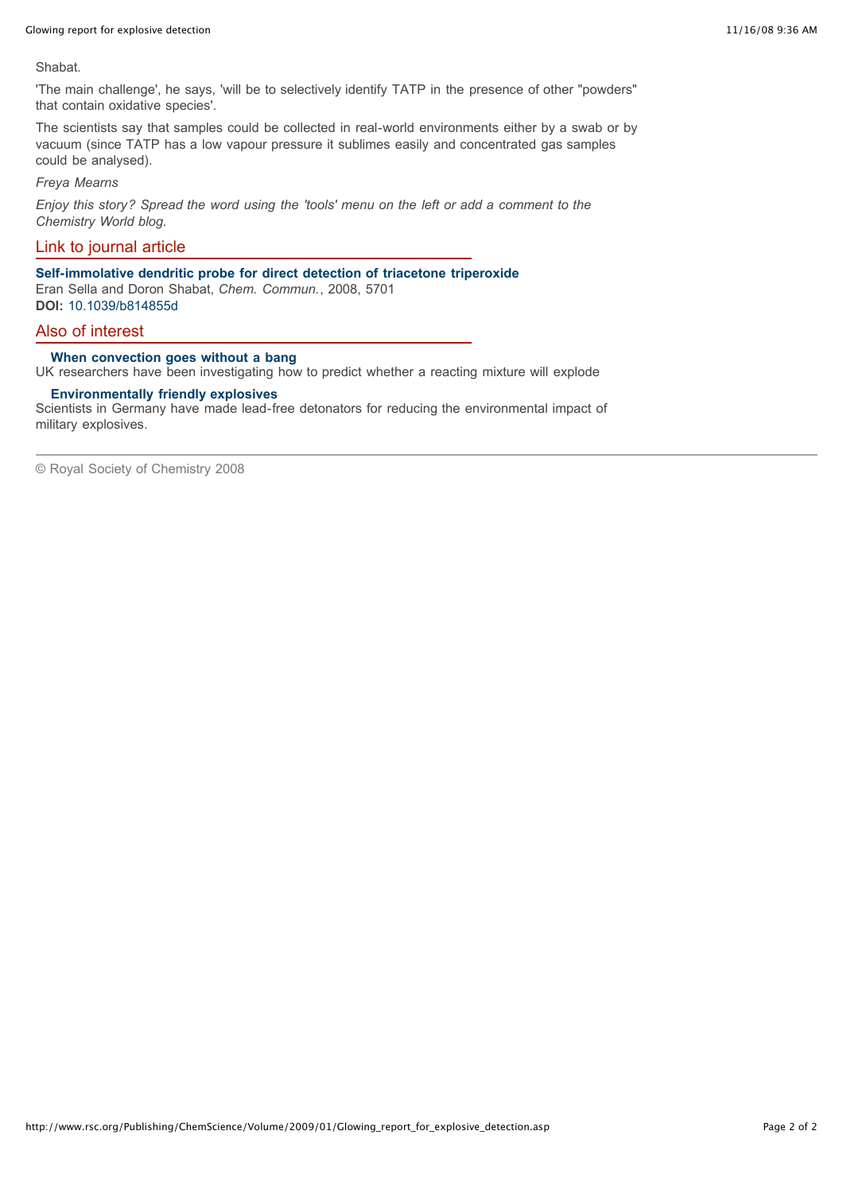Shabat.

'The main challenge', he says, 'will be to selectively identify TATP in the presence of other "powders" that contain oxidative species'.

The scientists say that samples could be collected in real-world environments either by a swab or by vacuum (since TATP has a low vapour pressure it sublimes easily and concentrated gas samples could be analysed).

*Freya Mearns*

*Enjoy this story? Spread the word using the 'tools' menu on the left or add a comment to the Chemistry World blog.*

## Link to journal article

**Self-immolative dendritic probe for direct detection of triacetone triperoxide**
Eran Sella and Doron Shabat, *Chem. Commun.*, 2008, 5701
**DOI:** 10.1039/b814855d

## Also of interest

**When convection goes without a bang**
UK researchers have been investigating how to predict whether a reacting mixture will explode

**Environmentally friendly explosives**
Scientists in Germany have made lead-free detonators for reducing the environmental impact of military explosives.

© Royal Society of Chemistry 2008